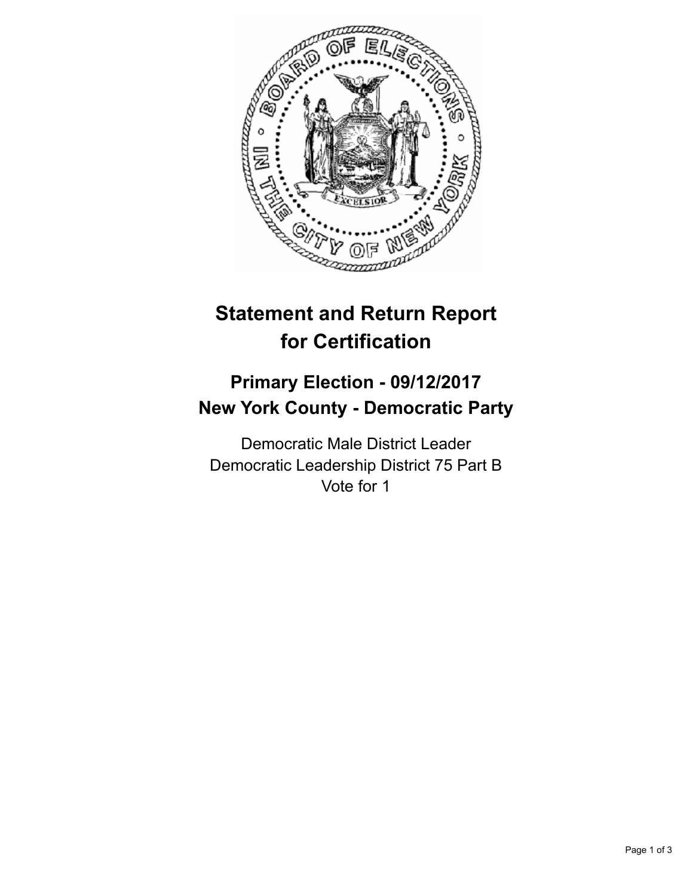# Statement and Return Report for Certification

## Primary Election - 09/12/2017
## New York County - Democratic Party

Democratic Male District Leader
Democratic Leadership District 75 Part B
Vote for 1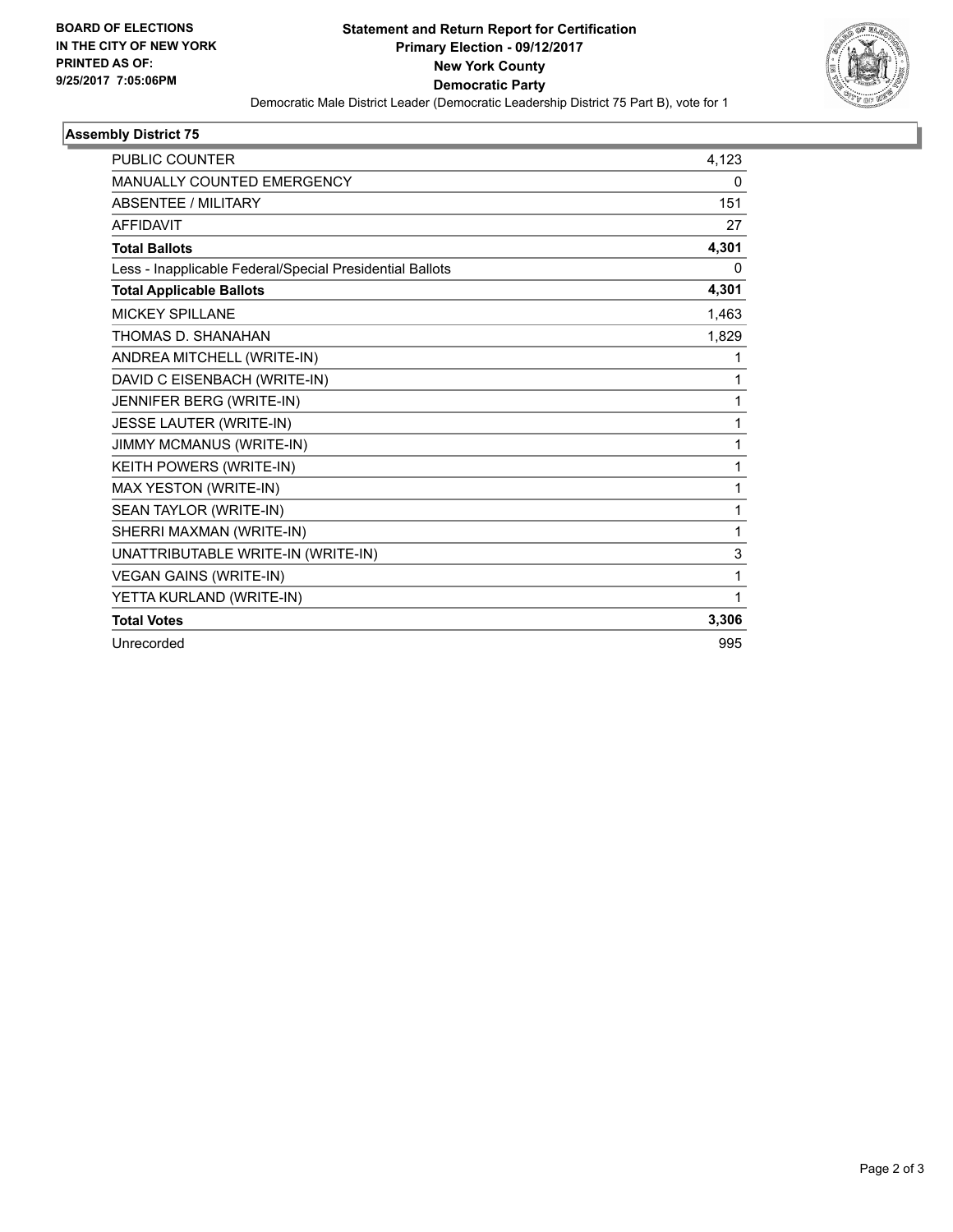**BOARD OF ELECTIONS IN THE CITY OF NEW YORK PRINTED AS OF: 9/25/2017 7:05:06PM**

**Statement and Return Report for Certification**
**Primary Election - 09/12/2017**
**New York County**
**Democratic Party**

Democratic Male District Leader (Democratic Leadership District 75 Part B), vote for 1

### Assembly District 75

| | |
|---|---|
| PUBLIC COUNTER | 4,123 |
| MANUALLY COUNTED EMERGENCY | 0 |
| ABSENTEE / MILITARY | 151 |
| AFFIDAVIT | 27 |
| **Total Ballots** | **4,301** |
| Less - Inapplicable Federal/Special Presidential Ballots | 0 |
| **Total Applicable Ballots** | **4,301** |
| MICKEY SPILLANE | 1,463 |
| THOMAS D. SHANAHAN | 1,829 |
| ANDREA MITCHELL (WRITE-IN) | 1 |
| DAVID C EISENBACH (WRITE-IN) | 1 |
| JENNIFER BERG (WRITE-IN) | 1 |
| JESSE LAUTER (WRITE-IN) | 1 |
| JIMMY MCMANUS (WRITE-IN) | 1 |
| KEITH POWERS (WRITE-IN) | 1 |
| MAX YESTON (WRITE-IN) | 1 |
| SEAN TAYLOR (WRITE-IN) | 1 |
| SHERRI MAXMAN (WRITE-IN) | 1 |
| UNATTRIBUTABLE WRITE-IN (WRITE-IN) | 3 |
| VEGAN GAINS (WRITE-IN) | 1 |
| YETTA KURLAND (WRITE-IN) | 1 |
| **Total Votes** | **3,306** |
| Unrecorded | 995 |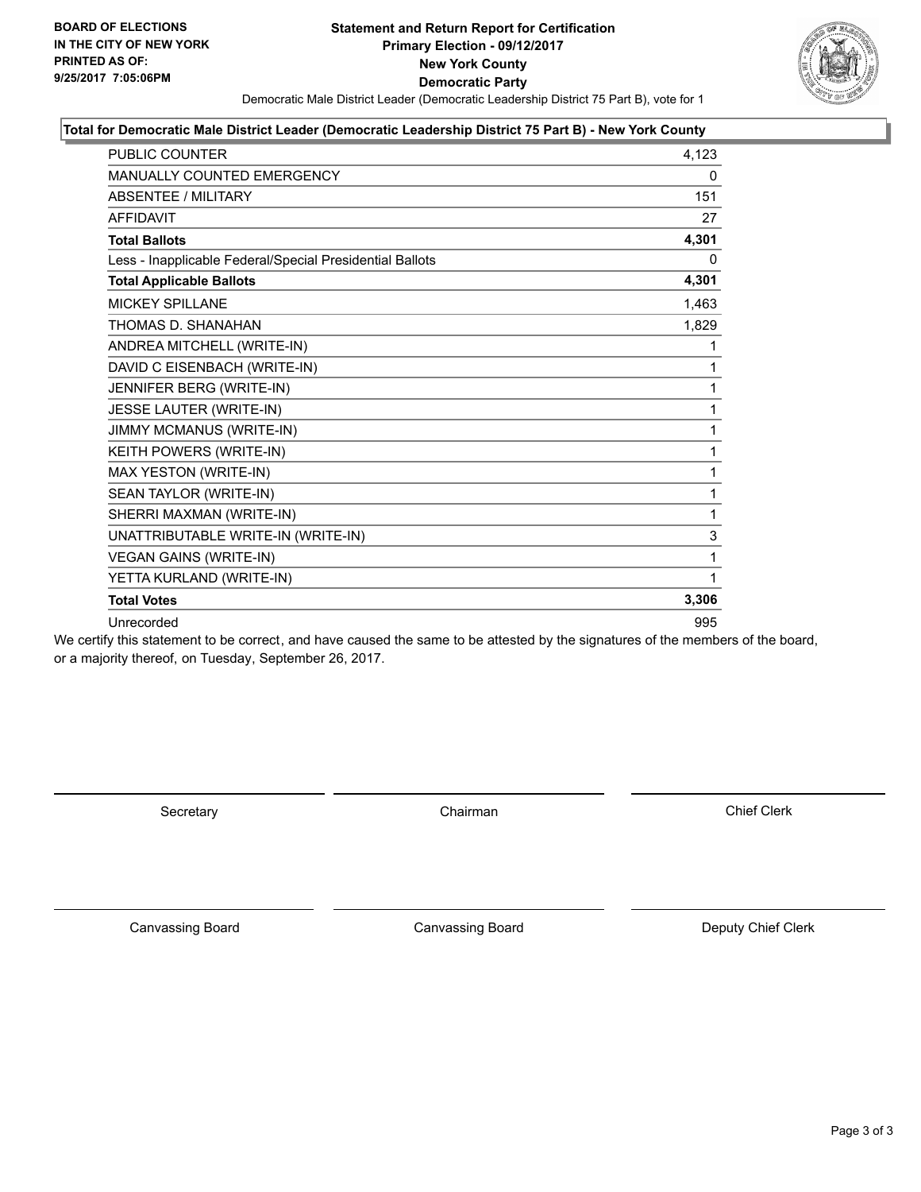**BOARD OF ELECTIONS IN THE CITY OF NEW YORK PRINTED AS OF: 9/25/2017 7:05:06PM**

# Statement and Return Report for Certification
## Primary Election - 09/12/2017
## New York County
## Democratic Party

Democratic Male District Leader (Democratic Leadership District 75 Part B), vote for 1

### Total for Democratic Male District Leader (Democratic Leadership District 75 Part B) - New York County

| | |
|---|---|
| PUBLIC COUNTER | 4,123 |
| MANUALLY COUNTED EMERGENCY | 0 |
| ABSENTEE / MILITARY | 151 |
| AFFIDAVIT | 27 |
| **Total Ballots** | **4,301** |
| Less - Inapplicable Federal/Special Presidential Ballots | 0 |
| **Total Applicable Ballots** | **4,301** |
| MICKEY SPILLANE | 1,463 |
| THOMAS D. SHANAHAN | 1,829 |
| ANDREA MITCHELL (WRITE-IN) | 1 |
| DAVID C EISENBACH (WRITE-IN) | 1 |
| JENNIFER BERG (WRITE-IN) | 1 |
| JESSE LAUTER (WRITE-IN) | 1 |
| JIMMY MCMANUS (WRITE-IN) | 1 |
| KEITH POWERS (WRITE-IN) | 1 |
| MAX YESTON (WRITE-IN) | 1 |
| SEAN TAYLOR (WRITE-IN) | 1 |
| SHERRI MAXMAN (WRITE-IN) | 1 |
| UNATTRIBUTABLE WRITE-IN (WRITE-IN) | 3 |
| VEGAN GAINS (WRITE-IN) | 1 |
| YETTA KURLAND (WRITE-IN) | 1 |
| **Total Votes** | **3,306** |
| Unrecorded | 995 |

We certify this statement to be correct, and have caused the same to be attested by the signatures of the members of the board, or a majority thereof, on Tuesday, September 26, 2017.

Secretary

Chairman

Chief Clerk

Canvassing Board

Canvassing Board

Deputy Chief Clerk